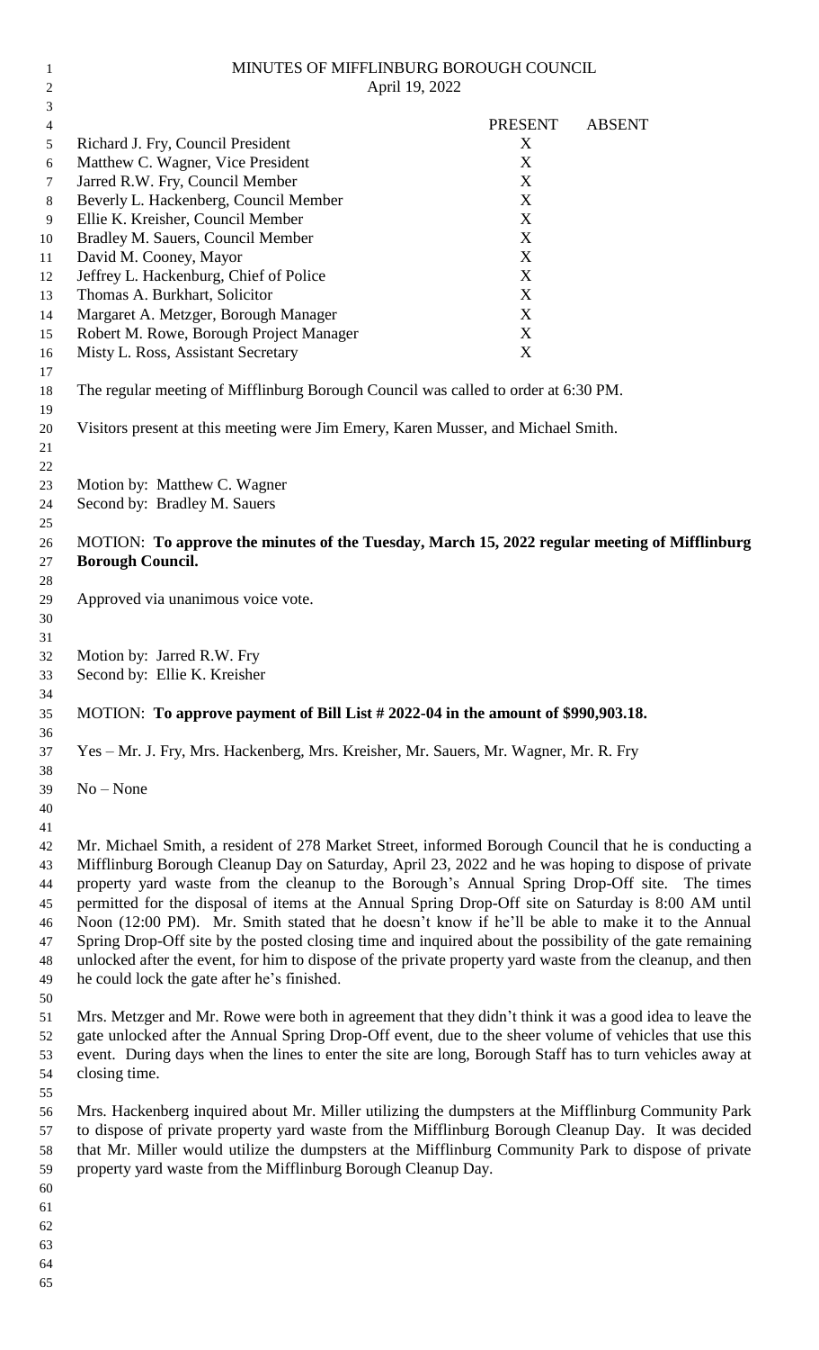# MINUTES OF MIFFLINBURG BOROUGH COUNCIL

April 19, 2022

| | PRESENT | ABSENT |
|---|---|---|
| Richard J. Fry, Council President | X | |
| Matthew C. Wagner, Vice President | X | |
| Jarred R.W. Fry, Council Member | X | |
| Beverly L. Hackenberg, Council Member | X | |
| Ellie K. Kreisher, Council Member | X | |
| Bradley M. Sauers, Council Member | X | |
| David M. Cooney, Mayor | X | |
| Jeffrey L. Hackenburg, Chief of Police | X | |
| Thomas A. Burkhart, Solicitor | X | |
| Margaret A. Metzger, Borough Manager | X | |
| Robert M. Rowe, Borough Project Manager | X | |
| Misty L. Ross, Assistant Secretary | X | |

The regular meeting of Mifflinburg Borough Council was called to order at 6:30 PM.

Visitors present at this meeting were Jim Emery, Karen Musser, and Michael Smith.

Motion by: Matthew C. Wagner
Second by: Bradley M. Sauers

MOTION: **To approve the minutes of the Tuesday, March 15, 2022 regular meeting of Mifflinburg Borough Council.**

Approved via unanimous voice vote.

Motion by: Jarred R.W. Fry
Second by: Ellie K. Kreisher

MOTION: **To approve payment of Bill List # 2022-04 in the amount of $990,903.18.**

Yes – Mr. J. Fry, Mrs. Hackenberg, Mrs. Kreisher, Mr. Sauers, Mr. Wagner, Mr. R. Fry

No – None

Mr. Michael Smith, a resident of 278 Market Street, informed Borough Council that he is conducting a Mifflinburg Borough Cleanup Day on Saturday, April 23, 2022 and he was hoping to dispose of private property yard waste from the cleanup to the Borough's Annual Spring Drop-Off site. The times permitted for the disposal of items at the Annual Spring Drop-Off site on Saturday is 8:00 AM until Noon (12:00 PM). Mr. Smith stated that he doesn't know if he'll be able to make it to the Annual Spring Drop-Off site by the posted closing time and inquired about the possibility of the gate remaining unlocked after the event, for him to dispose of the private property yard waste from the cleanup, and then he could lock the gate after he's finished.

Mrs. Metzger and Mr. Rowe were both in agreement that they didn't think it was a good idea to leave the gate unlocked after the Annual Spring Drop-Off event, due to the sheer volume of vehicles that use this event. During days when the lines to enter the site are long, Borough Staff has to turn vehicles away at closing time.

Mrs. Hackenberg inquired about Mr. Miller utilizing the dumpsters at the Mifflinburg Community Park to dispose of private property yard waste from the Mifflinburg Borough Cleanup Day. It was decided that Mr. Miller would utilize the dumpsters at the Mifflinburg Community Park to dispose of private property yard waste from the Mifflinburg Borough Cleanup Day.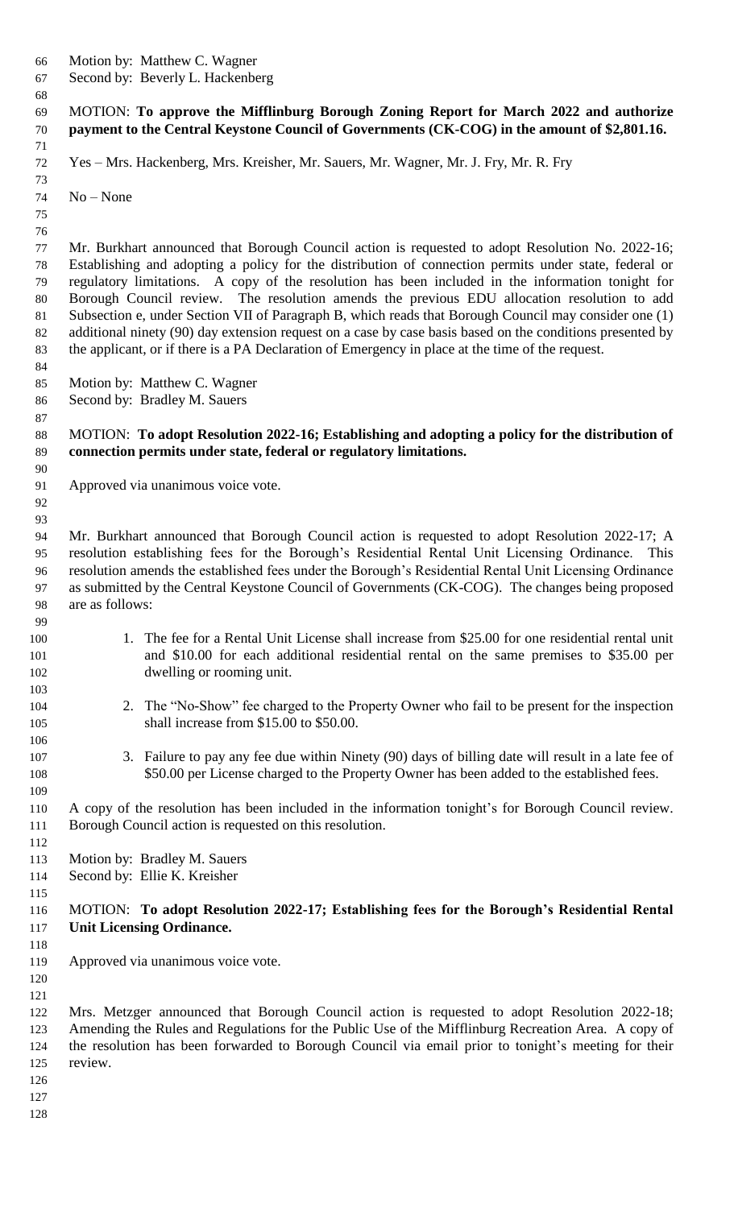Motion by: Matthew C. Wagner
Second by: Beverly L. Hackenberg

MOTION: **To approve the Mifflinburg Borough Zoning Report for March 2022 and authorize payment to the Central Keystone Council of Governments (CK-COG) in the amount of $2,801.16.**

Yes – Mrs. Hackenberg, Mrs. Kreisher, Mr. Sauers, Mr. Wagner, Mr. J. Fry, Mr. R. Fry

No – None

Mr. Burkhart announced that Borough Council action is requested to adopt Resolution No. 2022-16; Establishing and adopting a policy for the distribution of connection permits under state, federal or regulatory limitations. A copy of the resolution has been included in the information tonight for Borough Council review. The resolution amends the previous EDU allocation resolution to add Subsection e, under Section VII of Paragraph B, which reads that Borough Council may consider one (1) additional ninety (90) day extension request on a case by case basis based on the conditions presented by the applicant, or if there is a PA Declaration of Emergency in place at the time of the request.

Motion by: Matthew C. Wagner
Second by: Bradley M. Sauers

MOTION: **To adopt Resolution 2022-16; Establishing and adopting a policy for the distribution of connection permits under state, federal or regulatory limitations.**

Approved via unanimous voice vote.

Mr. Burkhart announced that Borough Council action is requested to adopt Resolution 2022-17; A resolution establishing fees for the Borough's Residential Rental Unit Licensing Ordinance. This resolution amends the established fees under the Borough's Residential Rental Unit Licensing Ordinance as submitted by the Central Keystone Council of Governments (CK-COG). The changes being proposed are as follows:

1. The fee for a Rental Unit License shall increase from $25.00 for one residential rental unit and $10.00 for each additional residential rental on the same premises to $35.00 per dwelling or rooming unit.

2. The "No-Show" fee charged to the Property Owner who fail to be present for the inspection shall increase from $15.00 to $50.00.

3. Failure to pay any fee due within Ninety (90) days of billing date will result in a late fee of $50.00 per License charged to the Property Owner has been added to the established fees.

A copy of the resolution has been included in the information tonight's for Borough Council review. Borough Council action is requested on this resolution.

Motion by: Bradley M. Sauers
Second by: Ellie K. Kreisher

MOTION: **To adopt Resolution 2022-17; Establishing fees for the Borough's Residential Rental Unit Licensing Ordinance.**

Approved via unanimous voice vote.

Mrs. Metzger announced that Borough Council action is requested to adopt Resolution 2022-18; Amending the Rules and Regulations for the Public Use of the Mifflinburg Recreation Area. A copy of the resolution has been forwarded to Borough Council via email prior to tonight's meeting for their review.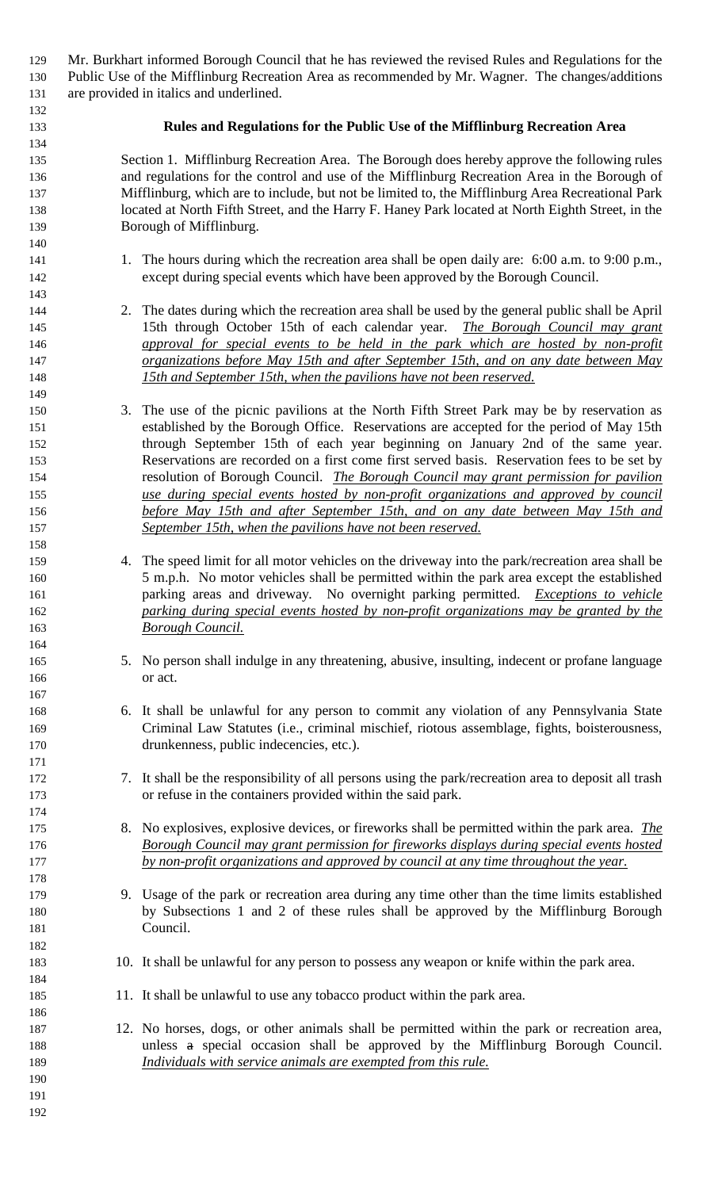Mr. Burkhart informed Borough Council that he has reviewed the revised Rules and Regulations for the Public Use of the Mifflinburg Recreation Area as recommended by Mr. Wagner. The changes/additions are provided in italics and underlined.

**Rules and Regulations for the Public Use of the Mifflinburg Recreation Area**

Section 1. Mifflinburg Recreation Area. The Borough does hereby approve the following rules and regulations for the control and use of the Mifflinburg Recreation Area in the Borough of Mifflinburg, which are to include, but not be limited to, the Mifflinburg Area Recreational Park located at North Fifth Street, and the Harry F. Haney Park located at North Eighth Street, in the Borough of Mifflinburg.

1. The hours during which the recreation area shall be open daily are: 6:00 a.m. to 9:00 p.m., except during special events which have been approved by the Borough Council.

2. The dates during which the recreation area shall be used by the general public shall be April 15th through October 15th of each calendar year. *The Borough Council may grant approval for special events to be held in the park which are hosted by non-profit organizations before May 15th and after September 15th, and on any date between May 15th and September 15th, when the pavilions have not been reserved.*

3. The use of the picnic pavilions at the North Fifth Street Park may be by reservation as established by the Borough Office. Reservations are accepted for the period of May 15th through September 15th of each year beginning on January 2nd of the same year. Reservations are recorded on a first come first served basis. Reservation fees to be set by resolution of Borough Council. *The Borough Council may grant permission for pavilion use during special events hosted by non-profit organizations and approved by council before May 15th and after September 15th, and on any date between May 15th and September 15th, when the pavilions have not been reserved.*

4. The speed limit for all motor vehicles on the driveway into the park/recreation area shall be 5 m.p.h. No motor vehicles shall be permitted within the park area except the established parking areas and driveway. No overnight parking permitted. *Exceptions to vehicle parking during special events hosted by non-profit organizations may be granted by the Borough Council.*

5. No person shall indulge in any threatening, abusive, insulting, indecent or profane language or act.

6. It shall be unlawful for any person to commit any violation of any Pennsylvania State Criminal Law Statutes (i.e., criminal mischief, riotous assemblage, fights, boisterousness, drunkenness, public indecencies, etc.).

7. It shall be the responsibility of all persons using the park/recreation area to deposit all trash or refuse in the containers provided within the said park.

8. No explosives, explosive devices, or fireworks shall be permitted within the park area. *The Borough Council may grant permission for fireworks displays during special events hosted by non-profit organizations and approved by council at any time throughout the year.*

9. Usage of the park or recreation area during any time other than the time limits established by Subsections 1 and 2 of these rules shall be approved by the Mifflinburg Borough Council.

10. It shall be unlawful for any person to possess any weapon or knife within the park area.

11. It shall be unlawful to use any tobacco product within the park area.

12. No horses, dogs, or other animals shall be permitted within the park or recreation area, unless ~~a~~ special occasion shall be approved by the Mifflinburg Borough Council. *Individuals with service animals are exempted from this rule.*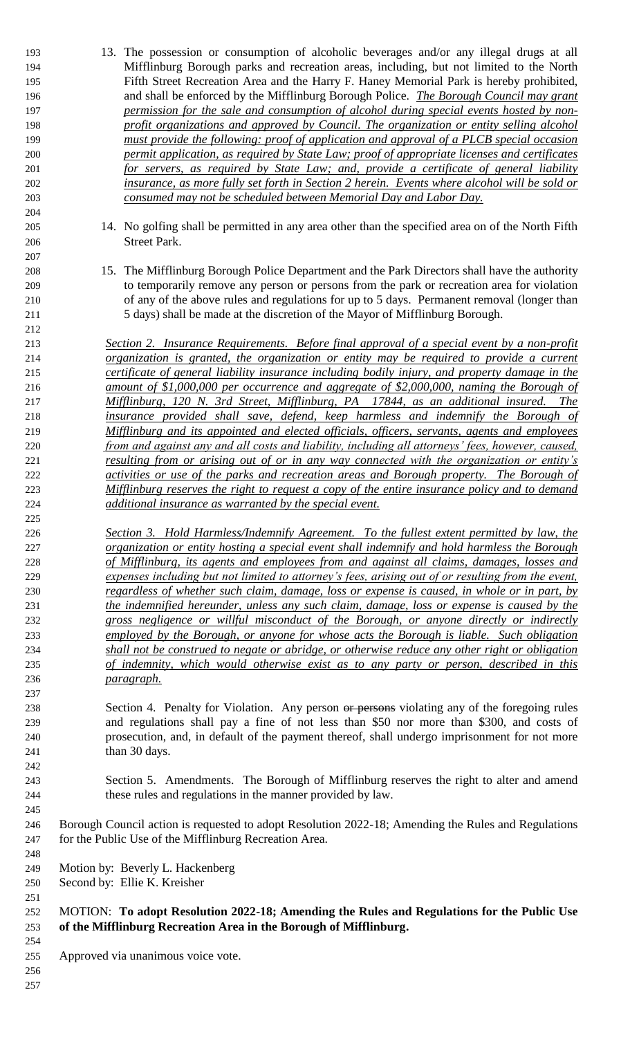13. The possession or consumption of alcoholic beverages and/or any illegal drugs at all Mifflinburg Borough parks and recreation areas, including, but not limited to the North Fifth Street Recreation Area and the Harry F. Haney Memorial Park is hereby prohibited, and shall be enforced by the Mifflinburg Borough Police. *The Borough Council may grant permission for the sale and consumption of alcohol during special events hosted by non-profit organizations and approved by Council. The organization or entity selling alcohol must provide the following: proof of application and approval of a PLCB special occasion permit application, as required by State Law; proof of appropriate licenses and certificates for servers, as required by State Law; and, provide a certificate of general liability insurance, as more fully set forth in Section 2 herein. Events where alcohol will be sold or consumed may not be scheduled between Memorial Day and Labor Day.*

14. No golfing shall be permitted in any area other than the specified area on of the North Fifth Street Park.

15. The Mifflinburg Borough Police Department and the Park Directors shall have the authority to temporarily remove any person or persons from the park or recreation area for violation of any of the above rules and regulations for up to 5 days. Permanent removal (longer than 5 days) shall be made at the discretion of the Mayor of Mifflinburg Borough.

*Section 2. Insurance Requirements. Before final approval of a special event by a non-profit organization is granted, the organization or entity may be required to provide a current certificate of general liability insurance including bodily injury, and property damage in the amount of $1,000,000 per occurrence and aggregate of $2,000,000, naming the Borough of Mifflinburg, 120 N. 3rd Street, Mifflinburg, PA 17844, as an additional insured. The insurance provided shall save, defend, keep harmless and indemnify the Borough of Mifflinburg and its appointed and elected officials, officers, servants, agents and employees from and against any and all costs and liability, including all attorneys' fees, however, caused, resulting from or arising out of or in any way connected with the organization or entity's activities or use of the parks and recreation areas and Borough property. The Borough of Mifflinburg reserves the right to request a copy of the entire insurance policy and to demand additional insurance as warranted by the special event.*

*Section 3. Hold Harmless/Indemnify Agreement. To the fullest extent permitted by law, the organization or entity hosting a special event shall indemnify and hold harmless the Borough of Mifflinburg, its agents and employees from and against all claims, damages, losses and expenses including but not limited to attorney's fees, arising out of or resulting from the event, regardless of whether such claim, damage, loss or expense is caused, in whole or in part, by the indemnified hereunder, unless any such claim, damage, loss or expense is caused by the gross negligence or willful misconduct of the Borough, or anyone directly or indirectly employed by the Borough, or anyone for whose acts the Borough is liable. Such obligation shall not be construed to negate or abridge, or otherwise reduce any other right or obligation of indemnity, which would otherwise exist as to any party or person, described in this paragraph.*

Section 4. Penalty for Violation. Any person ~~or persons~~ violating any of the foregoing rules and regulations shall pay a fine of not less than $50 nor more than $300, and costs of prosecution, and, in default of the payment thereof, shall undergo imprisonment for not more than 30 days.

Section 5. Amendments. The Borough of Mifflinburg reserves the right to alter and amend these rules and regulations in the manner provided by law.

Borough Council action is requested to adopt Resolution 2022-18; Amending the Rules and Regulations for the Public Use of the Mifflinburg Recreation Area.

Motion by: Beverly L. Hackenberg
Second by: Ellie K. Kreisher

MOTION: **To adopt Resolution 2022-18; Amending the Rules and Regulations for the Public Use of the Mifflinburg Recreation Area in the Borough of Mifflinburg.**

Approved via unanimous voice vote.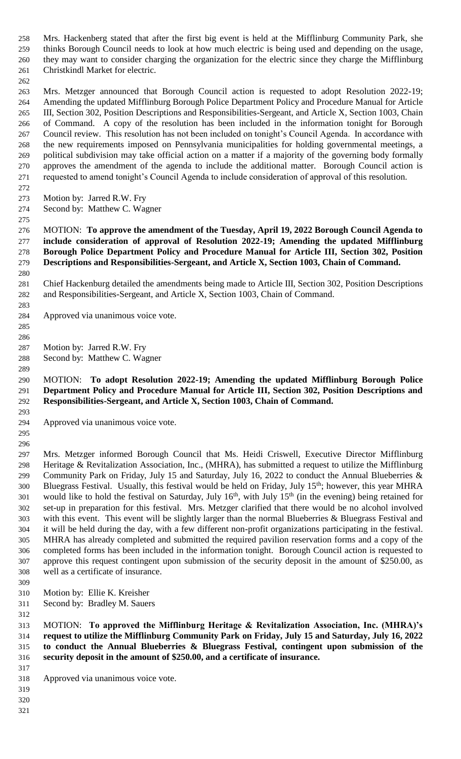Mrs. Hackenberg stated that after the first big event is held at the Mifflinburg Community Park, she thinks Borough Council needs to look at how much electric is being used and depending on the usage, they may want to consider charging the organization for the electric since they charge the Mifflinburg Christkindl Market for electric.

Mrs. Metzger announced that Borough Council action is requested to adopt Resolution 2022-19; Amending the updated Mifflinburg Borough Police Department Policy and Procedure Manual for Article III, Section 302, Position Descriptions and Responsibilities-Sergeant, and Article X, Section 1003, Chain of Command. A copy of the resolution has been included in the information tonight for Borough Council review. This resolution has not been included on tonight's Council Agenda. In accordance with the new requirements imposed on Pennsylvania municipalities for holding governmental meetings, a political subdivision may take official action on a matter if a majority of the governing body formally approves the amendment of the agenda to include the additional matter. Borough Council action is requested to amend tonight's Council Agenda to include consideration of approval of this resolution.

Motion by: Jarred R.W. Fry
Second by: Matthew C. Wagner

MOTION: **To approve the amendment of the Tuesday, April 19, 2022 Borough Council Agenda to include consideration of approval of Resolution 2022-19; Amending the updated Mifflinburg Borough Police Department Policy and Procedure Manual for Article III, Section 302, Position Descriptions and Responsibilities-Sergeant, and Article X, Section 1003, Chain of Command.**

Chief Hackenburg detailed the amendments being made to Article III, Section 302, Position Descriptions and Responsibilities-Sergeant, and Article X, Section 1003, Chain of Command.

Approved via unanimous voice vote.

Motion by: Jarred R.W. Fry
Second by: Matthew C. Wagner

MOTION: **To adopt Resolution 2022-19; Amending the updated Mifflinburg Borough Police Department Policy and Procedure Manual for Article III, Section 302, Position Descriptions and Responsibilities-Sergeant, and Article X, Section 1003, Chain of Command.**

Approved via unanimous voice vote.

Mrs. Metzger informed Borough Council that Ms. Heidi Criswell, Executive Director Mifflinburg Heritage & Revitalization Association, Inc., (MHRA), has submitted a request to utilize the Mifflinburg Community Park on Friday, July 15 and Saturday, July 16, 2022 to conduct the Annual Blueberries & Bluegrass Festival. Usually, this festival would be held on Friday, July 15th; however, this year MHRA would like to hold the festival on Saturday, July 16th, with July 15th (in the evening) being retained for set-up in preparation for this festival. Mrs. Metzger clarified that there would be no alcohol involved with this event. This event will be slightly larger than the normal Blueberries & Bluegrass Festival and it will be held during the day, with a few different non-profit organizations participating in the festival. MHRA has already completed and submitted the required pavilion reservation forms and a copy of the completed forms has been included in the information tonight. Borough Council action is requested to approve this request contingent upon submission of the security deposit in the amount of $250.00, as well as a certificate of insurance.

Motion by: Ellie K. Kreisher
Second by: Bradley M. Sauers

MOTION: **To approved the Mifflinburg Heritage & Revitalization Association, Inc. (MHRA)'s request to utilize the Mifflinburg Community Park on Friday, July 15 and Saturday, July 16, 2022 to conduct the Annual Blueberries & Bluegrass Festival, contingent upon submission of the security deposit in the amount of $250.00, and a certificate of insurance.**

Approved via unanimous voice vote.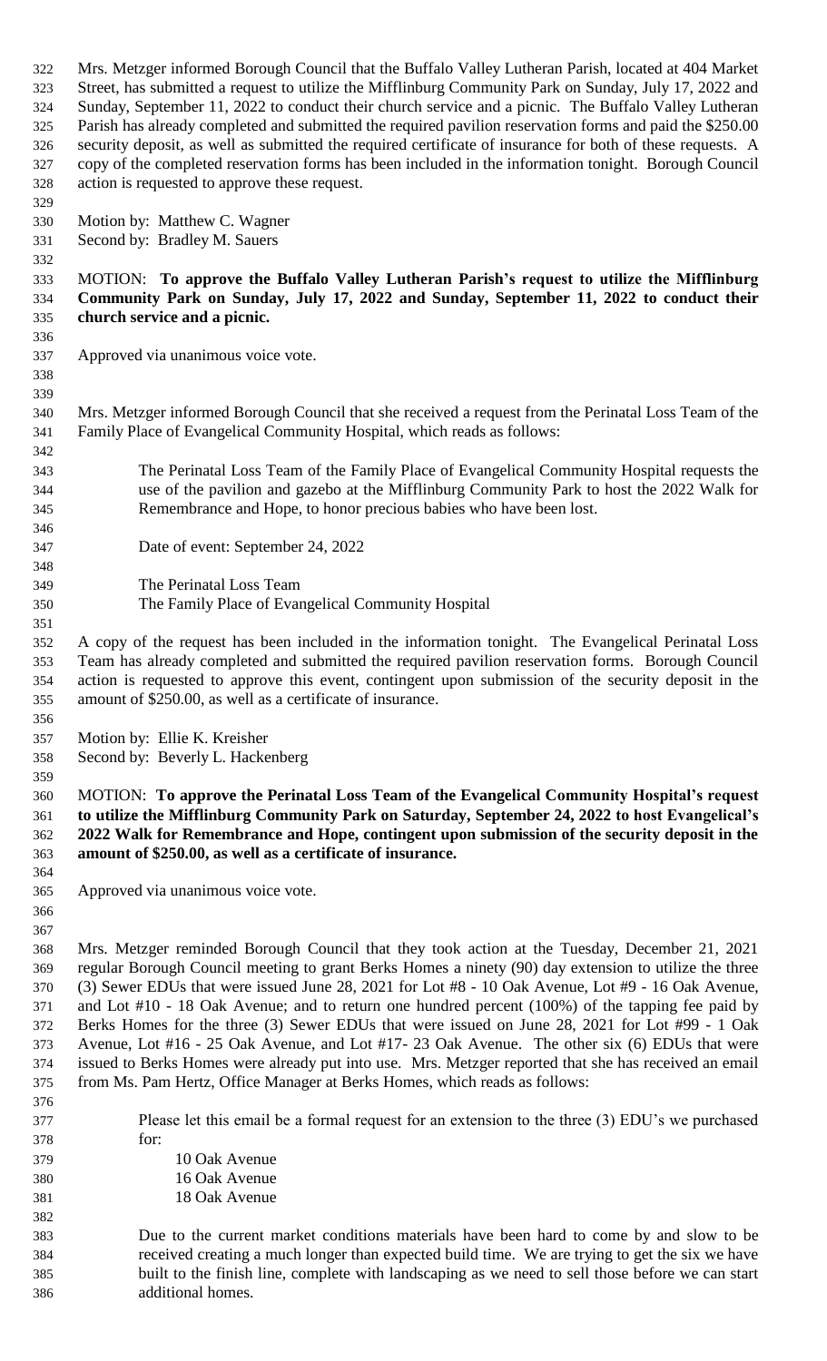Mrs. Metzger informed Borough Council that the Buffalo Valley Lutheran Parish, located at 404 Market Street, has submitted a request to utilize the Mifflinburg Community Park on Sunday, July 17, 2022 and Sunday, September 11, 2022 to conduct their church service and a picnic. The Buffalo Valley Lutheran Parish has already completed and submitted the required pavilion reservation forms and paid the $250.00 security deposit, as well as submitted the required certificate of insurance for both of these requests. A copy of the completed reservation forms has been included in the information tonight. Borough Council action is requested to approve these request.

Motion by: Matthew C. Wagner
Second by: Bradley M. Sauers

MOTION: **To approve the Buffalo Valley Lutheran Parish's request to utilize the Mifflinburg Community Park on Sunday, July 17, 2022 and Sunday, September 11, 2022 to conduct their church service and a picnic.**

Approved via unanimous voice vote.

Mrs. Metzger informed Borough Council that she received a request from the Perinatal Loss Team of the Family Place of Evangelical Community Hospital, which reads as follows:

> The Perinatal Loss Team of the Family Place of Evangelical Community Hospital requests the use of the pavilion and gazebo at the Mifflinburg Community Park to host the 2022 Walk for Remembrance and Hope, to honor precious babies who have been lost.
>
> Date of event: September 24, 2022
>
> The Perinatal Loss Team
> The Family Place of Evangelical Community Hospital

A copy of the request has been included in the information tonight. The Evangelical Perinatal Loss Team has already completed and submitted the required pavilion reservation forms. Borough Council action is requested to approve this event, contingent upon submission of the security deposit in the amount of $250.00, as well as a certificate of insurance.

Motion by: Ellie K. Kreisher
Second by: Beverly L. Hackenberg

MOTION: **To approve the Perinatal Loss Team of the Evangelical Community Hospital's request to utilize the Mifflinburg Community Park on Saturday, September 24, 2022 to host Evangelical's 2022 Walk for Remembrance and Hope, contingent upon submission of the security deposit in the amount of $250.00, as well as a certificate of insurance.**

Approved via unanimous voice vote.

Mrs. Metzger reminded Borough Council that they took action at the Tuesday, December 21, 2021 regular Borough Council meeting to grant Berks Homes a ninety (90) day extension to utilize the three (3) Sewer EDUs that were issued June 28, 2021 for Lot #8 - 10 Oak Avenue, Lot #9 - 16 Oak Avenue, and Lot #10 - 18 Oak Avenue; and to return one hundred percent (100%) of the tapping fee paid by Berks Homes for the three (3) Sewer EDUs that were issued on June 28, 2021 for Lot #99 - 1 Oak Avenue, Lot #16 - 25 Oak Avenue, and Lot #17- 23 Oak Avenue. The other six (6) EDUs that were issued to Berks Homes were already put into use. Mrs. Metzger reported that she has received an email from Ms. Pam Hertz, Office Manager at Berks Homes, which reads as follows:

> Please let this email be a formal request for an extension to the three (3) EDU's we purchased for:
>
> 10 Oak Avenue
> 16 Oak Avenue
> 18 Oak Avenue
>
> Due to the current market conditions materials have been hard to come by and slow to be received creating a much longer than expected build time. We are trying to get the six we have built to the finish line, complete with landscaping as we need to sell those before we can start additional homes.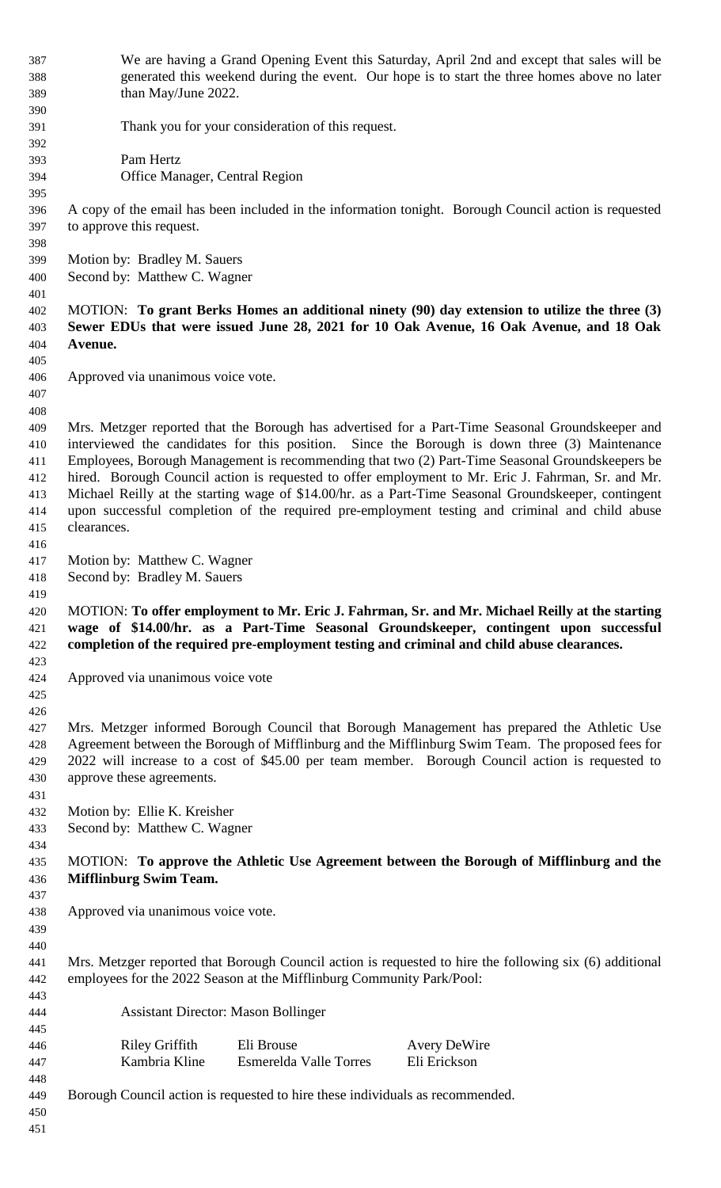We are having a Grand Opening Event this Saturday, April 2nd and except that sales will be generated this weekend during the event. Our hope is to start the three homes above no later than May/June 2022.

Thank you for your consideration of this request.

Pam Hertz
Office Manager, Central Region

A copy of the email has been included in the information tonight. Borough Council action is requested to approve this request.

Motion by: Bradley M. Sauers
Second by: Matthew C. Wagner

MOTION: **To grant Berks Homes an additional ninety (90) day extension to utilize the three (3) Sewer EDUs that were issued June 28, 2021 for 10 Oak Avenue, 16 Oak Avenue, and 18 Oak Avenue.**

Approved via unanimous voice vote.

Mrs. Metzger reported that the Borough has advertised for a Part-Time Seasonal Groundskeeper and interviewed the candidates for this position. Since the Borough is down three (3) Maintenance Employees, Borough Management is recommending that two (2) Part-Time Seasonal Groundskeepers be hired. Borough Council action is requested to offer employment to Mr. Eric J. Fahrman, Sr. and Mr. Michael Reilly at the starting wage of $14.00/hr. as a Part-Time Seasonal Groundskeeper, contingent upon successful completion of the required pre-employment testing and criminal and child abuse clearances.

Motion by: Matthew C. Wagner
Second by: Bradley M. Sauers

MOTION: **To offer employment to Mr. Eric J. Fahrman, Sr. and Mr. Michael Reilly at the starting wage of $14.00/hr. as a Part-Time Seasonal Groundskeeper, contingent upon successful completion of the required pre-employment testing and criminal and child abuse clearances.**

Approved via unanimous voice vote

Mrs. Metzger informed Borough Council that Borough Management has prepared the Athletic Use Agreement between the Borough of Mifflinburg and the Mifflinburg Swim Team. The proposed fees for 2022 will increase to a cost of $45.00 per team member. Borough Council action is requested to approve these agreements.

Motion by: Ellie K. Kreisher
Second by: Matthew C. Wagner

MOTION: **To approve the Athletic Use Agreement between the Borough of Mifflinburg and the Mifflinburg Swim Team.**

Approved via unanimous voice vote.

Mrs. Metzger reported that Borough Council action is requested to hire the following six (6) additional employees for the 2022 Season at the Mifflinburg Community Park/Pool:

Assistant Director: Mason Bollinger

| | | |
|---|---|---|
| Riley Griffith | Eli Brouse | Avery DeWire |
| Kambria Kline | Esmerelda Valle Torres | Eli Erickson |

Borough Council action is requested to hire these individuals as recommended.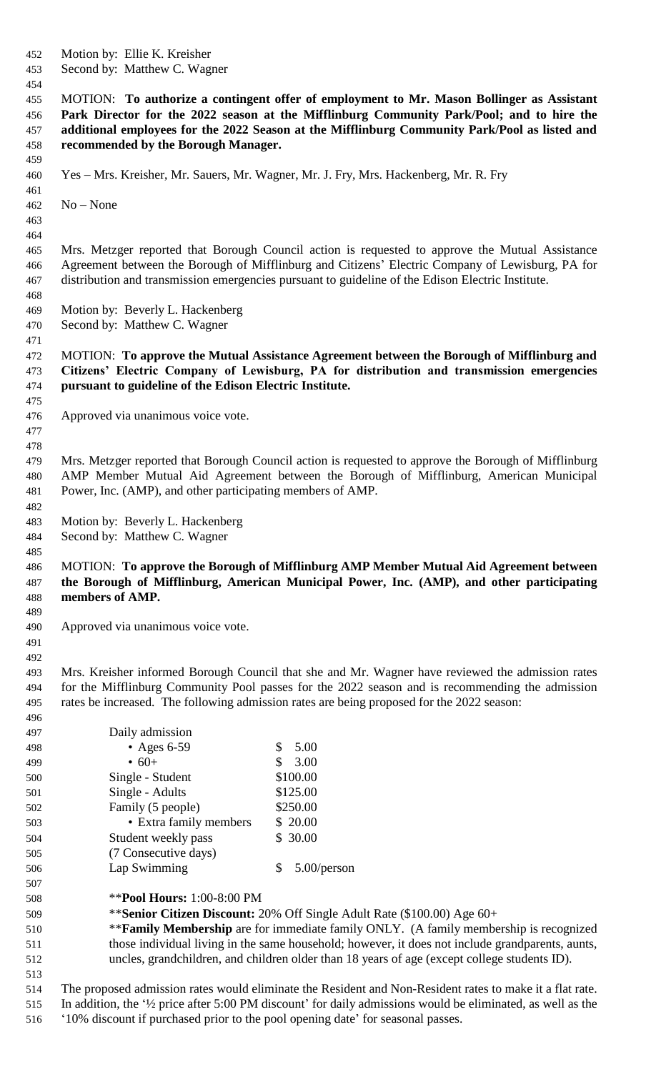Motion by: Ellie K. Kreisher
Second by: Matthew C. Wagner

MOTION: **To authorize a contingent offer of employment to Mr. Mason Bollinger as Assistant Park Director for the 2022 season at the Mifflinburg Community Park/Pool; and to hire the additional employees for the 2022 Season at the Mifflinburg Community Park/Pool as listed and recommended by the Borough Manager.**

Yes – Mrs. Kreisher, Mr. Sauers, Mr. Wagner, Mr. J. Fry, Mrs. Hackenberg, Mr. R. Fry

No – None

Mrs. Metzger reported that Borough Council action is requested to approve the Mutual Assistance Agreement between the Borough of Mifflinburg and Citizens' Electric Company of Lewisburg, PA for distribution and transmission emergencies pursuant to guideline of the Edison Electric Institute.

Motion by: Beverly L. Hackenberg
Second by: Matthew C. Wagner

MOTION: **To approve the Mutual Assistance Agreement between the Borough of Mifflinburg and Citizens' Electric Company of Lewisburg, PA for distribution and transmission emergencies pursuant to guideline of the Edison Electric Institute.**

Approved via unanimous voice vote.

Mrs. Metzger reported that Borough Council action is requested to approve the Borough of Mifflinburg AMP Member Mutual Aid Agreement between the Borough of Mifflinburg, American Municipal Power, Inc. (AMP), and other participating members of AMP.

Motion by: Beverly L. Hackenberg
Second by: Matthew C. Wagner

MOTION: **To approve the Borough of Mifflinburg AMP Member Mutual Aid Agreement between the Borough of Mifflinburg, American Municipal Power, Inc. (AMP), and other participating members of AMP.**

Approved via unanimous voice vote.

Mrs. Kreisher informed Borough Council that she and Mr. Wagner have reviewed the admission rates for the Mifflinburg Community Pool passes for the 2022 season and is recommending the admission rates be increased. The following admission rates are being proposed for the 2022 season:

| | |
|---|---|
| Daily admission | |
| • Ages 6-59 | $ 5.00 |
| • 60+ | $ 3.00 |
| Single - Student | $100.00 |
| Single - Adults | $125.00 |
| Family (5 people) | $250.00 |
| • Extra family members | $ 20.00 |
| Student weekly pass (7 Consecutive days) | $ 30.00 |
| Lap Swimming | $ 5.00/person |

**Pool Hours:** 1:00-8:00 PM

**Senior Citizen Discount:** 20% Off Single Adult Rate ($100.00) Age 60+

**Family Membership** are for immediate family ONLY. (A family membership is recognized those individual living in the same household; however, it does not include grandparents, aunts, uncles, grandchildren, and children older than 18 years of age (except college students ID).

The proposed admission rates would eliminate the Resident and Non-Resident rates to make it a flat rate. In addition, the '½ price after 5:00 PM discount' for daily admissions would be eliminated, as well as the '10% discount if purchased prior to the pool opening date' for seasonal passes.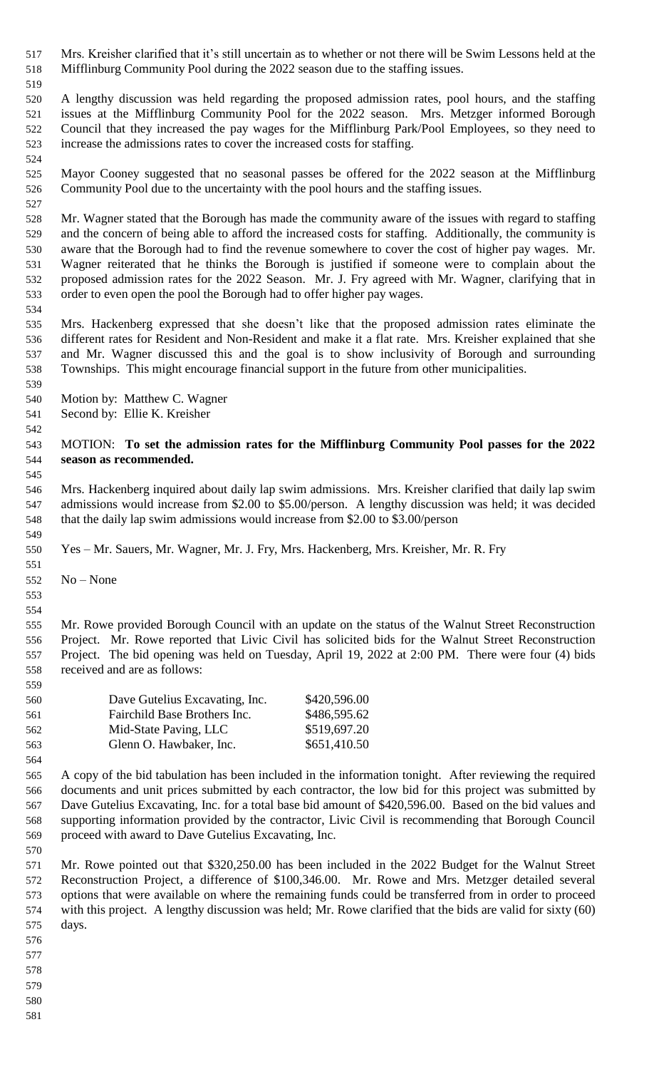Mrs. Kreisher clarified that it's still uncertain as to whether or not there will be Swim Lessons held at the Mifflinburg Community Pool during the 2022 season due to the staffing issues.

A lengthy discussion was held regarding the proposed admission rates, pool hours, and the staffing issues at the Mifflinburg Community Pool for the 2022 season. Mrs. Metzger informed Borough Council that they increased the pay wages for the Mifflinburg Park/Pool Employees, so they need to increase the admissions rates to cover the increased costs for staffing.

Mayor Cooney suggested that no seasonal passes be offered for the 2022 season at the Mifflinburg Community Pool due to the uncertainty with the pool hours and the staffing issues.

Mr. Wagner stated that the Borough has made the community aware of the issues with regard to staffing and the concern of being able to afford the increased costs for staffing. Additionally, the community is aware that the Borough had to find the revenue somewhere to cover the cost of higher pay wages. Mr. Wagner reiterated that he thinks the Borough is justified if someone were to complain about the proposed admission rates for the 2022 Season. Mr. J. Fry agreed with Mr. Wagner, clarifying that in order to even open the pool the Borough had to offer higher pay wages.

Mrs. Hackenberg expressed that she doesn't like that the proposed admission rates eliminate the different rates for Resident and Non-Resident and make it a flat rate. Mrs. Kreisher explained that she and Mr. Wagner discussed this and the goal is to show inclusivity of Borough and surrounding Townships. This might encourage financial support in the future from other municipalities.

Motion by: Matthew C. Wagner
Second by: Ellie K. Kreisher

MOTION: **To set the admission rates for the Mifflinburg Community Pool passes for the 2022 season as recommended.**

Mrs. Hackenberg inquired about daily lap swim admissions. Mrs. Kreisher clarified that daily lap swim admissions would increase from $2.00 to $5.00/person. A lengthy discussion was held; it was decided that the daily lap swim admissions would increase from $2.00 to $3.00/person

Yes – Mr. Sauers, Mr. Wagner, Mr. J. Fry, Mrs. Hackenberg, Mrs. Kreisher, Mr. R. Fry

No – None

Mr. Rowe provided Borough Council with an update on the status of the Walnut Street Reconstruction Project. Mr. Rowe reported that Livic Civil has solicited bids for the Walnut Street Reconstruction Project. The bid opening was held on Tuesday, April 19, 2022 at 2:00 PM. There were four (4) bids received and are as follows:

| | |
|---|---|
| Dave Gutelius Excavating, Inc. | $420,596.00 |
| Fairchild Base Brothers Inc. | $486,595.62 |
| Mid-State Paving, LLC | $519,697.20 |
| Glenn O. Hawbaker, Inc. | $651,410.50 |

A copy of the bid tabulation has been included in the information tonight. After reviewing the required documents and unit prices submitted by each contractor, the low bid for this project was submitted by Dave Gutelius Excavating, Inc. for a total base bid amount of $420,596.00. Based on the bid values and supporting information provided by the contractor, Livic Civil is recommending that Borough Council proceed with award to Dave Gutelius Excavating, Inc.

Mr. Rowe pointed out that $320,250.00 has been included in the 2022 Budget for the Walnut Street Reconstruction Project, a difference of $100,346.00. Mr. Rowe and Mrs. Metzger detailed several options that were available on where the remaining funds could be transferred from in order to proceed with this project. A lengthy discussion was held; Mr. Rowe clarified that the bids are valid for sixty (60) days.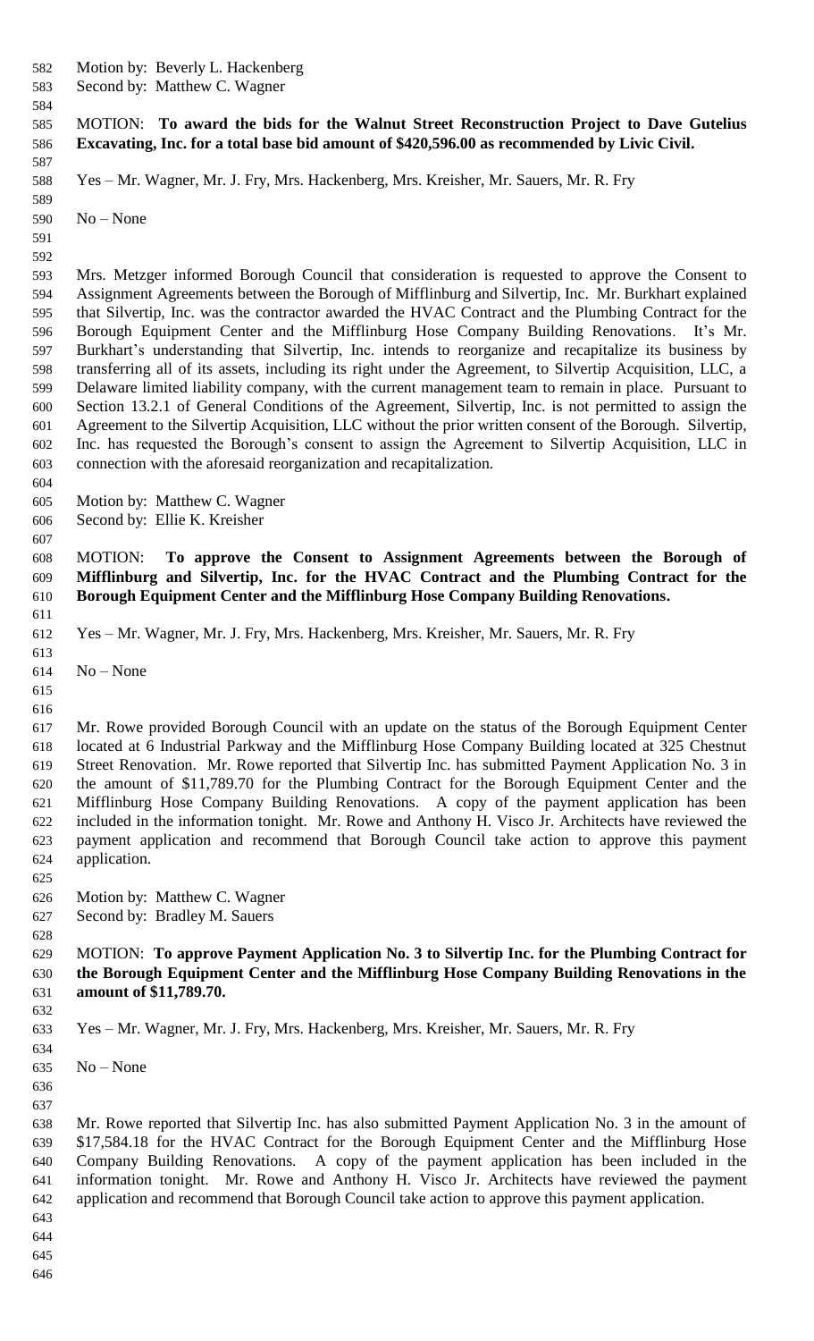Motion by: Beverly L. Hackenberg
Second by: Matthew C. Wagner

MOTION: **To award the bids for the Walnut Street Reconstruction Project to Dave Gutelius Excavating, Inc. for a total base bid amount of $420,596.00 as recommended by Livic Civil.**

Yes – Mr. Wagner, Mr. J. Fry, Mrs. Hackenberg, Mrs. Kreisher, Mr. Sauers, Mr. R. Fry

No – None

Mrs. Metzger informed Borough Council that consideration is requested to approve the Consent to Assignment Agreements between the Borough of Mifflinburg and Silvertip, Inc. Mr. Burkhart explained that Silvertip, Inc. was the contractor awarded the HVAC Contract and the Plumbing Contract for the Borough Equipment Center and the Mifflinburg Hose Company Building Renovations. It's Mr. Burkhart's understanding that Silvertip, Inc. intends to reorganize and recapitalize its business by transferring all of its assets, including its right under the Agreement, to Silvertip Acquisition, LLC, a Delaware limited liability company, with the current management team to remain in place. Pursuant to Section 13.2.1 of General Conditions of the Agreement, Silvertip, Inc. is not permitted to assign the Agreement to the Silvertip Acquisition, LLC without the prior written consent of the Borough. Silvertip, Inc. has requested the Borough's consent to assign the Agreement to Silvertip Acquisition, LLC in connection with the aforesaid reorganization and recapitalization.

Motion by: Matthew C. Wagner
Second by: Ellie K. Kreisher

MOTION: **To approve the Consent to Assignment Agreements between the Borough of Mifflinburg and Silvertip, Inc. for the HVAC Contract and the Plumbing Contract for the Borough Equipment Center and the Mifflinburg Hose Company Building Renovations.**

Yes – Mr. Wagner, Mr. J. Fry, Mrs. Hackenberg, Mrs. Kreisher, Mr. Sauers, Mr. R. Fry

No – None

Mr. Rowe provided Borough Council with an update on the status of the Borough Equipment Center located at 6 Industrial Parkway and the Mifflinburg Hose Company Building located at 325 Chestnut Street Renovation. Mr. Rowe reported that Silvertip Inc. has submitted Payment Application No. 3 in the amount of $11,789.70 for the Plumbing Contract for the Borough Equipment Center and the Mifflinburg Hose Company Building Renovations. A copy of the payment application has been included in the information tonight. Mr. Rowe and Anthony H. Visco Jr. Architects have reviewed the payment application and recommend that Borough Council take action to approve this payment application.

Motion by: Matthew C. Wagner
Second by: Bradley M. Sauers

MOTION: **To approve Payment Application No. 3 to Silvertip Inc. for the Plumbing Contract for the Borough Equipment Center and the Mifflinburg Hose Company Building Renovations in the amount of $11,789.70.**

Yes – Mr. Wagner, Mr. J. Fry, Mrs. Hackenberg, Mrs. Kreisher, Mr. Sauers, Mr. R. Fry

No – None

Mr. Rowe reported that Silvertip Inc. has also submitted Payment Application No. 3 in the amount of $17,584.18 for the HVAC Contract for the Borough Equipment Center and the Mifflinburg Hose Company Building Renovations. A copy of the payment application has been included in the information tonight. Mr. Rowe and Anthony H. Visco Jr. Architects have reviewed the payment application and recommend that Borough Council take action to approve this payment application.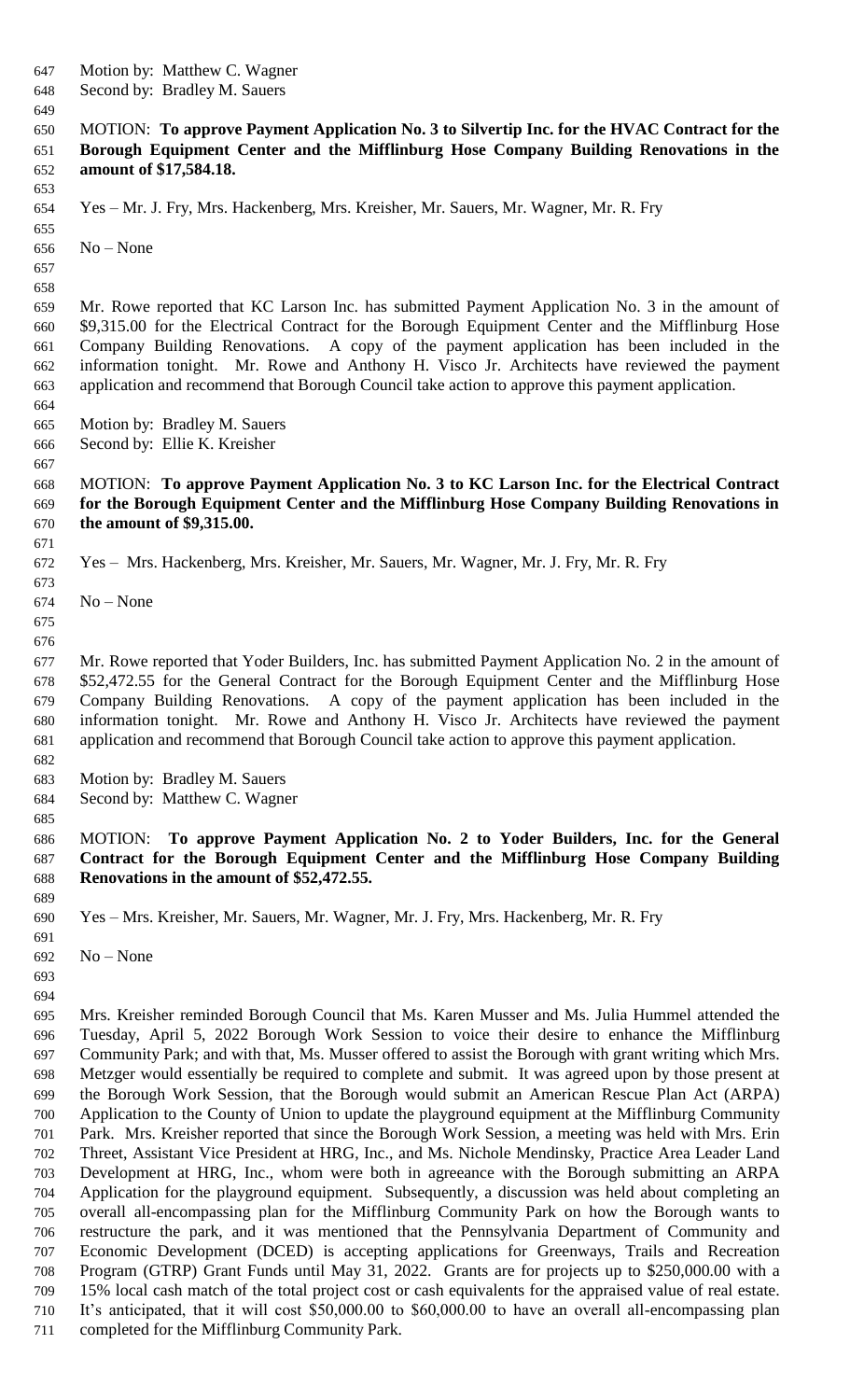Motion by: Matthew C. Wagner
Second by: Bradley M. Sauers

MOTION: **To approve Payment Application No. 3 to Silvertip Inc. for the HVAC Contract for the Borough Equipment Center and the Mifflinburg Hose Company Building Renovations in the amount of $17,584.18.**

Yes – Mr. J. Fry, Mrs. Hackenberg, Mrs. Kreisher, Mr. Sauers, Mr. Wagner, Mr. R. Fry

No – None

Mr. Rowe reported that KC Larson Inc. has submitted Payment Application No. 3 in the amount of $9,315.00 for the Electrical Contract for the Borough Equipment Center and the Mifflinburg Hose Company Building Renovations. A copy of the payment application has been included in the information tonight. Mr. Rowe and Anthony H. Visco Jr. Architects have reviewed the payment application and recommend that Borough Council take action to approve this payment application.

Motion by: Bradley M. Sauers
Second by: Ellie K. Kreisher

MOTION: **To approve Payment Application No. 3 to KC Larson Inc. for the Electrical Contract for the Borough Equipment Center and the Mifflinburg Hose Company Building Renovations in the amount of $9,315.00.**

Yes – Mrs. Hackenberg, Mrs. Kreisher, Mr. Sauers, Mr. Wagner, Mr. J. Fry, Mr. R. Fry

No – None

Mr. Rowe reported that Yoder Builders, Inc. has submitted Payment Application No. 2 in the amount of $52,472.55 for the General Contract for the Borough Equipment Center and the Mifflinburg Hose Company Building Renovations. A copy of the payment application has been included in the information tonight. Mr. Rowe and Anthony H. Visco Jr. Architects have reviewed the payment application and recommend that Borough Council take action to approve this payment application.

Motion by: Bradley M. Sauers
Second by: Matthew C. Wagner

MOTION: **To approve Payment Application No. 2 to Yoder Builders, Inc. for the General Contract for the Borough Equipment Center and the Mifflinburg Hose Company Building Renovations in the amount of $52,472.55.**

Yes – Mrs. Kreisher, Mr. Sauers, Mr. Wagner, Mr. J. Fry, Mrs. Hackenberg, Mr. R. Fry

No – None

Mrs. Kreisher reminded Borough Council that Ms. Karen Musser and Ms. Julia Hummel attended the Tuesday, April 5, 2022 Borough Work Session to voice their desire to enhance the Mifflinburg Community Park; and with that, Ms. Musser offered to assist the Borough with grant writing which Mrs. Metzger would essentially be required to complete and submit. It was agreed upon by those present at the Borough Work Session, that the Borough would submit an American Rescue Plan Act (ARPA) Application to the County of Union to update the playground equipment at the Mifflinburg Community Park. Mrs. Kreisher reported that since the Borough Work Session, a meeting was held with Mrs. Erin Threet, Assistant Vice President at HRG, Inc., and Ms. Nichole Mendinsky, Practice Area Leader Land Development at HRG, Inc., whom were both in agreeance with the Borough submitting an ARPA Application for the playground equipment. Subsequently, a discussion was held about completing an overall all-encompassing plan for the Mifflinburg Community Park on how the Borough wants to restructure the park, and it was mentioned that the Pennsylvania Department of Community and Economic Development (DCED) is accepting applications for Greenways, Trails and Recreation Program (GTRP) Grant Funds until May 31, 2022. Grants are for projects up to $250,000.00 with a 15% local cash match of the total project cost or cash equivalents for the appraised value of real estate. It's anticipated, that it will cost $50,000.00 to $60,000.00 to have an overall all-encompassing plan completed for the Mifflinburg Community Park.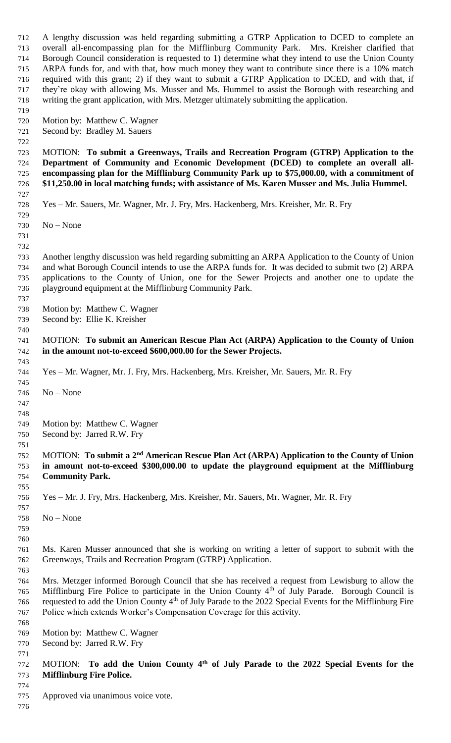A lengthy discussion was held regarding submitting a GTRP Application to DCED to complete an overall all-encompassing plan for the Mifflinburg Community Park. Mrs. Kreisher clarified that Borough Council consideration is requested to 1) determine what they intend to use the Union County ARPA funds for, and with that, how much money they want to contribute since there is a 10% match required with this grant; 2) if they want to submit a GTRP Application to DCED, and with that, if they're okay with allowing Ms. Musser and Ms. Hummel to assist the Borough with researching and writing the grant application, with Mrs. Metzger ultimately submitting the application.

Motion by: Matthew C. Wagner
Second by: Bradley M. Sauers

MOTION: **To submit a Greenways, Trails and Recreation Program (GTRP) Application to the Department of Community and Economic Development (DCED) to complete an overall all-encompassing plan for the Mifflinburg Community Park up to $75,000.00, with a commitment of $11,250.00 in local matching funds; with assistance of Ms. Karen Musser and Ms. Julia Hummel.**

Yes – Mr. Sauers, Mr. Wagner, Mr. J. Fry, Mrs. Hackenberg, Mrs. Kreisher, Mr. R. Fry

No – None

Another lengthy discussion was held regarding submitting an ARPA Application to the County of Union and what Borough Council intends to use the ARPA funds for. It was decided to submit two (2) ARPA applications to the County of Union, one for the Sewer Projects and another one to update the playground equipment at the Mifflinburg Community Park.

Motion by: Matthew C. Wagner
Second by: Ellie K. Kreisher

MOTION: **To submit an American Rescue Plan Act (ARPA) Application to the County of Union in the amount not-to-exceed $600,000.00 for the Sewer Projects.**

Yes – Mr. Wagner, Mr. J. Fry, Mrs. Hackenberg, Mrs. Kreisher, Mr. Sauers, Mr. R. Fry

No – None

Motion by: Matthew C. Wagner
Second by: Jarred R.W. Fry

MOTION: **To submit a 2nd American Rescue Plan Act (ARPA) Application to the County of Union in amount not-to-exceed $300,000.00 to update the playground equipment at the Mifflinburg Community Park.**

Yes – Mr. J. Fry, Mrs. Hackenberg, Mrs. Kreisher, Mr. Sauers, Mr. Wagner, Mr. R. Fry

No – None

Ms. Karen Musser announced that she is working on writing a letter of support to submit with the Greenways, Trails and Recreation Program (GTRP) Application.

Mrs. Metzger informed Borough Council that she has received a request from Lewisburg to allow the Mifflinburg Fire Police to participate in the Union County 4th of July Parade. Borough Council is requested to add the Union County 4th of July Parade to the 2022 Special Events for the Mifflinburg Fire Police which extends Worker's Compensation Coverage for this activity.

Motion by: Matthew C. Wagner
Second by: Jarred R.W. Fry

MOTION: **To add the Union County 4th of July Parade to the 2022 Special Events for the Mifflinburg Fire Police.**

Approved via unanimous voice vote.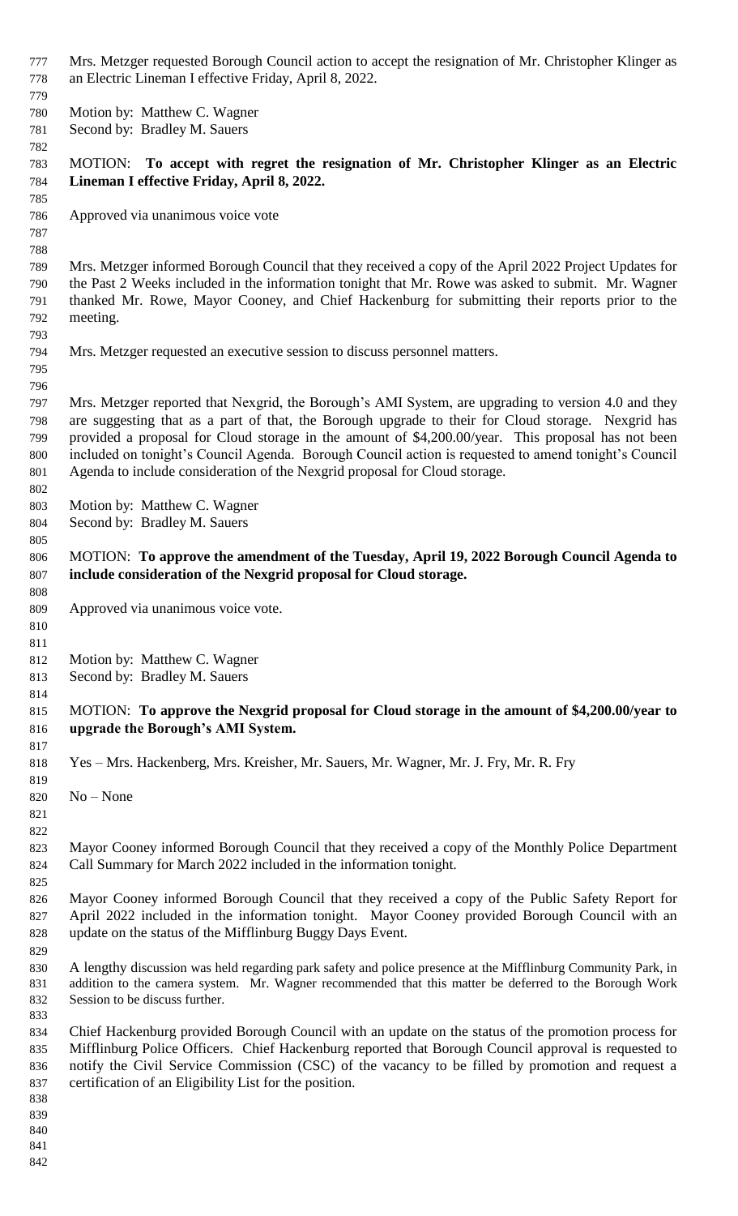Mrs. Metzger requested Borough Council action to accept the resignation of Mr. Christopher Klinger as an Electric Lineman I effective Friday, April 8, 2022.

Motion by: Matthew C. Wagner
Second by: Bradley M. Sauers

MOTION: **To accept with regret the resignation of Mr. Christopher Klinger as an Electric Lineman I effective Friday, April 8, 2022.**

Approved via unanimous voice vote

Mrs. Metzger informed Borough Council that they received a copy of the April 2022 Project Updates for the Past 2 Weeks included in the information tonight that Mr. Rowe was asked to submit. Mr. Wagner thanked Mr. Rowe, Mayor Cooney, and Chief Hackenburg for submitting their reports prior to the meeting.

Mrs. Metzger requested an executive session to discuss personnel matters.

Mrs. Metzger reported that Nexgrid, the Borough's AMI System, are upgrading to version 4.0 and they are suggesting that as a part of that, the Borough upgrade to their for Cloud storage. Nexgrid has provided a proposal for Cloud storage in the amount of $4,200.00/year. This proposal has not been included on tonight's Council Agenda. Borough Council action is requested to amend tonight's Council Agenda to include consideration of the Nexgrid proposal for Cloud storage.

Motion by: Matthew C. Wagner
Second by: Bradley M. Sauers

MOTION: **To approve the amendment of the Tuesday, April 19, 2022 Borough Council Agenda to include consideration of the Nexgrid proposal for Cloud storage.**

Approved via unanimous voice vote.

Motion by: Matthew C. Wagner
Second by: Bradley M. Sauers

MOTION: **To approve the Nexgrid proposal for Cloud storage in the amount of $4,200.00/year to upgrade the Borough's AMI System.**

Yes – Mrs. Hackenberg, Mrs. Kreisher, Mr. Sauers, Mr. Wagner, Mr. J. Fry, Mr. R. Fry

No – None

Mayor Cooney informed Borough Council that they received a copy of the Monthly Police Department Call Summary for March 2022 included in the information tonight.

Mayor Cooney informed Borough Council that they received a copy of the Public Safety Report for April 2022 included in the information tonight. Mayor Cooney provided Borough Council with an update on the status of the Mifflinburg Buggy Days Event.

A lengthy discussion was held regarding park safety and police presence at the Mifflinburg Community Park, in addition to the camera system. Mr. Wagner recommended that this matter be deferred to the Borough Work Session to be discuss further.

Chief Hackenburg provided Borough Council with an update on the status of the promotion process for Mifflinburg Police Officers. Chief Hackenburg reported that Borough Council approval is requested to notify the Civil Service Commission (CSC) of the vacancy to be filled by promotion and request a certification of an Eligibility List for the position.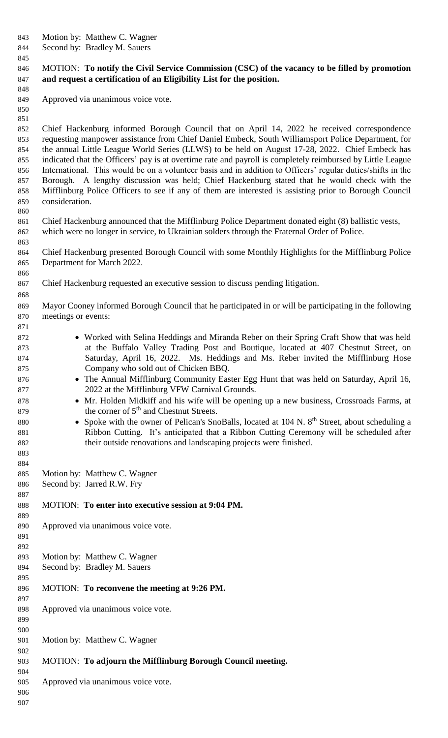Motion by: Matthew C. Wagner
Second by: Bradley M. Sauers

MOTION: **To notify the Civil Service Commission (CSC) of the vacancy to be filled by promotion and request a certification of an Eligibility List for the position.**

Approved via unanimous voice vote.

Chief Hackenburg informed Borough Council that on April 14, 2022 he received correspondence requesting manpower assistance from Chief Daniel Embeck, South Williamsport Police Department, for the annual Little League World Series (LLWS) to be held on August 17-28, 2022. Chief Embeck has indicated that the Officers' pay is at overtime rate and payroll is completely reimbursed by Little League International. This would be on a volunteer basis and in addition to Officers' regular duties/shifts in the Borough. A lengthy discussion was held; Chief Hackenburg stated that he would check with the Mifflinburg Police Officers to see if any of them are interested is assisting prior to Borough Council consideration.

Chief Hackenburg announced that the Mifflinburg Police Department donated eight (8) ballistic vests, which were no longer in service, to Ukrainian solders through the Fraternal Order of Police.

Chief Hackenburg presented Borough Council with some Monthly Highlights for the Mifflinburg Police Department for March 2022.

Chief Hackenburg requested an executive session to discuss pending litigation.

Mayor Cooney informed Borough Council that he participated in or will be participating in the following meetings or events:

- Worked with Selina Heddings and Miranda Reber on their Spring Craft Show that was held at the Buffalo Valley Trading Post and Boutique, located at 407 Chestnut Street, on Saturday, April 16, 2022. Ms. Heddings and Ms. Reber invited the Mifflinburg Hose Company who sold out of Chicken BBQ.
- The Annual Mifflinburg Community Easter Egg Hunt that was held on Saturday, April 16, 2022 at the Mifflinburg VFW Carnival Grounds.
- Mr. Holden Midkiff and his wife will be opening up a new business, Crossroads Farms, at the corner of 5th and Chestnut Streets.
- Spoke with the owner of Pelican's SnoBalls, located at 104 N. 8th Street, about scheduling a Ribbon Cutting. It's anticipated that a Ribbon Cutting Ceremony will be scheduled after their outside renovations and landscaping projects were finished.

Motion by: Matthew C. Wagner
Second by: Jarred R.W. Fry

MOTION: **To enter into executive session at 9:04 PM.**

Approved via unanimous voice vote.

Motion by: Matthew C. Wagner
Second by: Bradley M. Sauers

MOTION: **To reconvene the meeting at 9:26 PM.**

Approved via unanimous voice vote.

Motion by: Matthew C. Wagner

MOTION: **To adjourn the Mifflinburg Borough Council meeting.**

Approved via unanimous voice vote.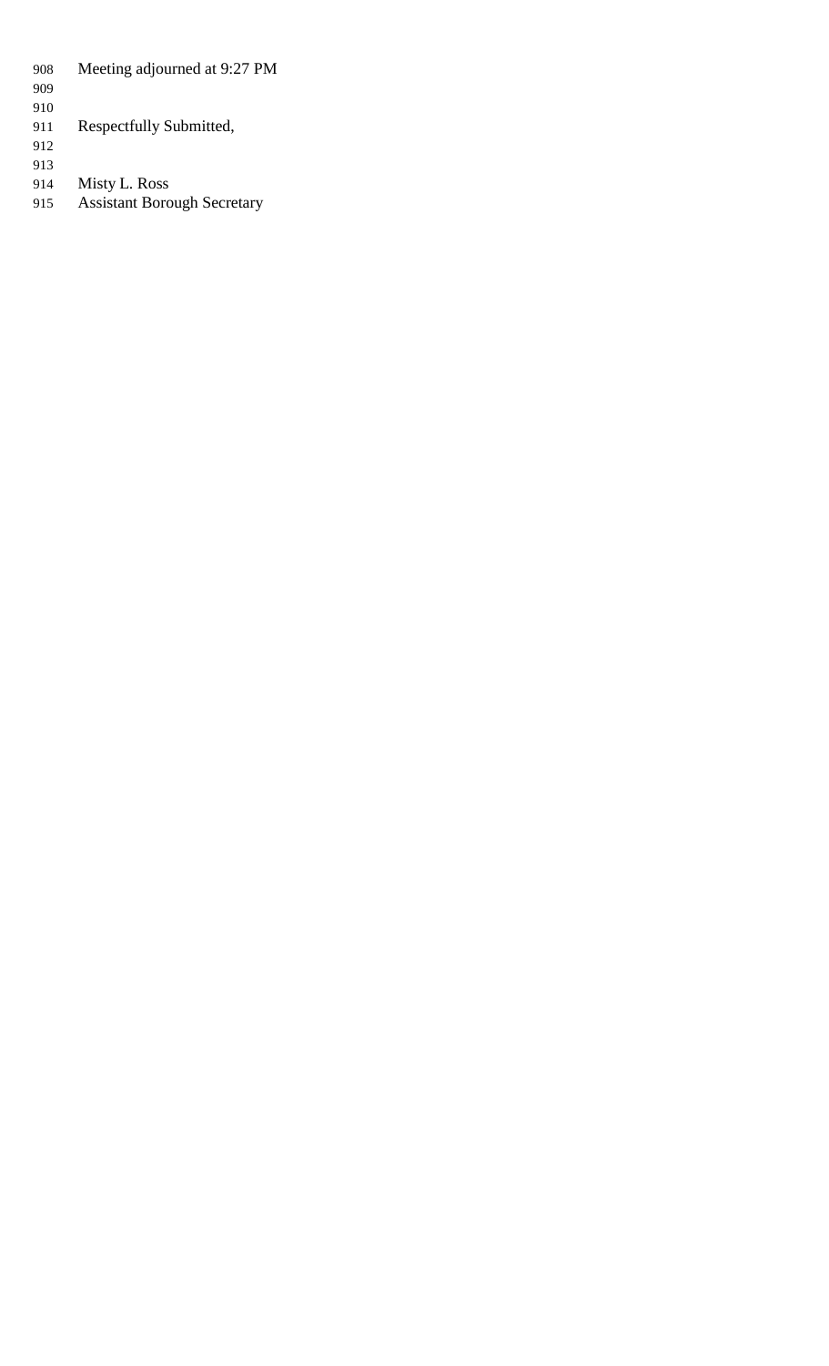Meeting adjourned at 9:27 PM

Respectfully Submitted,

Misty L. Ross
Assistant Borough Secretary